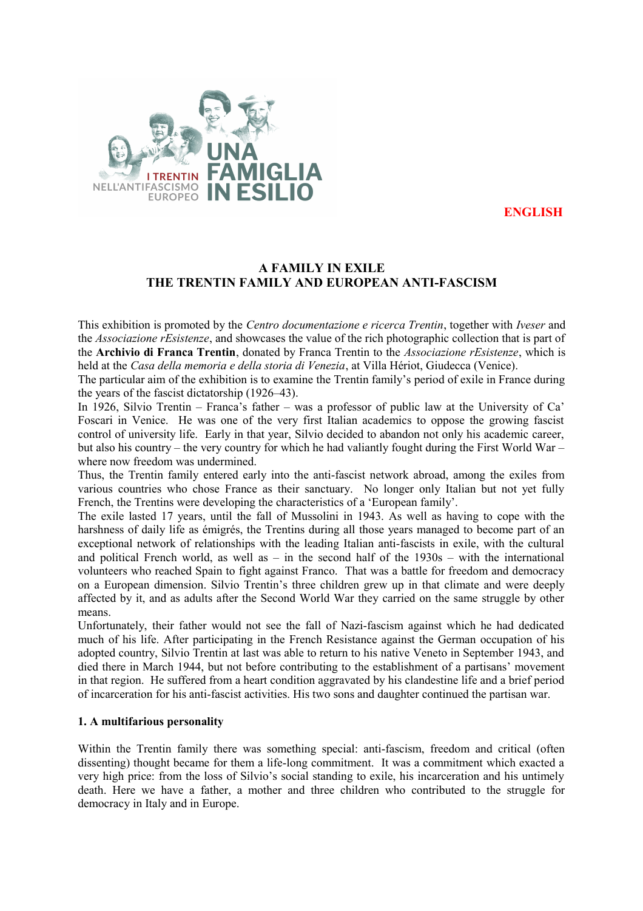UNA FAMIGLIA IN ESILIO

I TRENTIN NELL'ANTIFASCISMO EUROPEO

**ENGLISH**

# A FAMILY IN EXILE
# THE TRENTIN FAMILY AND EUROPEAN ANTI-FASCISM

This exhibition is promoted by the *Centro documentazione e ricerca Trentin*, together with *Iveser* and the *Associazione rEsistenze*, and showcases the value of the rich photographic collection that is part of the **Archivio di Franca Trentin**, donated by Franca Trentin to the *Associazione rEsistenze*, which is held at the *Casa della memoria e della storia di Venezia*, at Villa Hériot, Giudecca (Venice).
The particular aim of the exhibition is to examine the Trentin family's period of exile in France during the years of the fascist dictatorship (1926–43).
In 1926, Silvio Trentin – Franca's father – was a professor of public law at the University of Ca' Foscari in Venice. He was one of the very first Italian academics to oppose the growing fascist control of university life. Early in that year, Silvio decided to abandon not only his academic career, but also his country – the very country for which he had valiantly fought during the First World War – where now freedom was undermined.
Thus, the Trentin family entered early into the anti-fascist network abroad, among the exiles from various countries who chose France as their sanctuary. No longer only Italian but not yet fully French, the Trentins were developing the characteristics of a 'European family'.
The exile lasted 17 years, until the fall of Mussolini in 1943. As well as having to cope with the harshness of daily life as émigrés, the Trentins during all those years managed to become part of an exceptional network of relationships with the leading Italian anti-fascists in exile, with the cultural and political French world, as well as – in the second half of the 1930s – with the international volunteers who reached Spain to fight against Franco. That was a battle for freedom and democracy on a European dimension. Silvio Trentin's three children grew up in that climate and were deeply affected by it, and as adults after the Second World War they carried on the same struggle by other means.
Unfortunately, their father would not see the fall of Nazi-fascism against which he had dedicated much of his life. After participating in the French Resistance against the German occupation of his adopted country, Silvio Trentin at last was able to return to his native Veneto in September 1943, and died there in March 1944, but not before contributing to the establishment of a partisans' movement in that region. He suffered from a heart condition aggravated by his clandestine life and a brief period of incarceration for his anti-fascist activities. His two sons and daughter continued the partisan war.

### 1. A multifarious personality

Within the Trentin family there was something special: anti-fascism, freedom and critical (often dissenting) thought became for them a life-long commitment. It was a commitment which exacted a very high price: from the loss of Silvio's social standing to exile, his incarceration and his untimely death. Here we have a father, a mother and three children who contributed to the struggle for democracy in Italy and in Europe.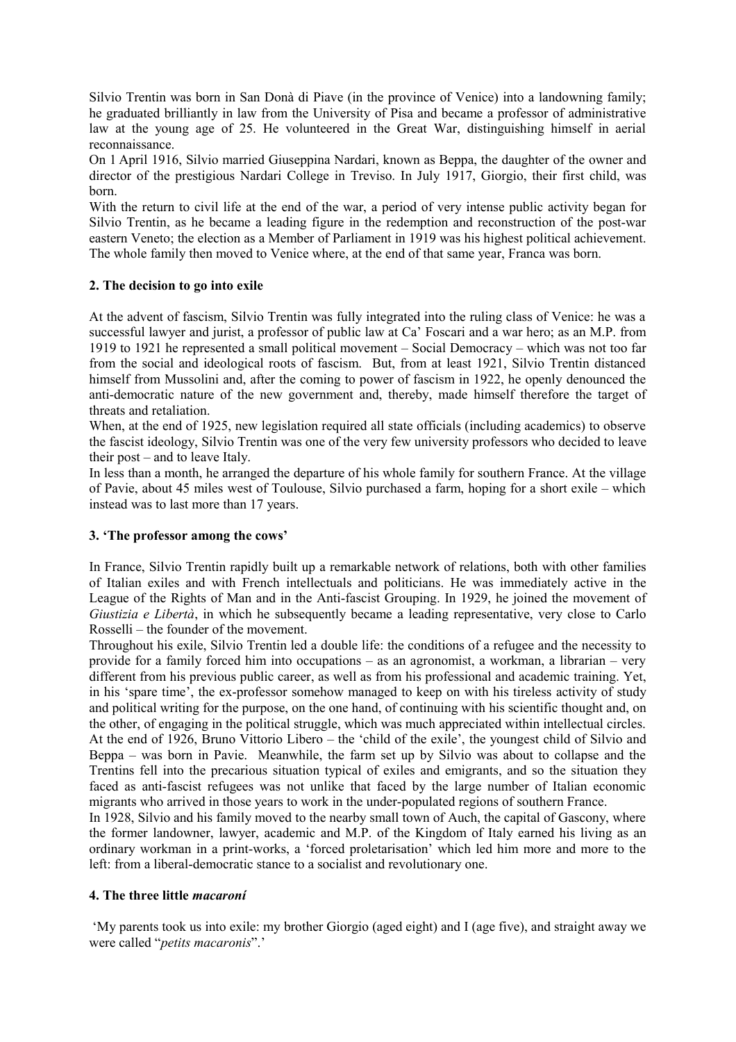Silvio Trentin was born in San Donà di Piave (in the province of Venice) into a landowning family; he graduated brilliantly in law from the University of Pisa and became a professor of administrative law at the young age of 25. He volunteered in the Great War, distinguishing himself in aerial reconnaissance.

On 1 April 1916, Silvio married Giuseppina Nardari, known as Beppa, the daughter of the owner and director of the prestigious Nardari College in Treviso. In July 1917, Giorgio, their first child, was born.

With the return to civil life at the end of the war, a period of very intense public activity began for Silvio Trentin, as he became a leading figure in the redemption and reconstruction of the post-war eastern Veneto; the election as a Member of Parliament in 1919 was his highest political achievement. The whole family then moved to Venice where, at the end of that same year, Franca was born.

## 2. The decision to go into exile

At the advent of fascism, Silvio Trentin was fully integrated into the ruling class of Venice: he was a successful lawyer and jurist, a professor of public law at Ca' Foscari and a war hero; as an M.P. from 1919 to 1921 he represented a small political movement – Social Democracy – which was not too far from the social and ideological roots of fascism. But, from at least 1921, Silvio Trentin distanced himself from Mussolini and, after the coming to power of fascism in 1922, he openly denounced the anti-democratic nature of the new government and, thereby, made himself therefore the target of threats and retaliation.

When, at the end of 1925, new legislation required all state officials (including academics) to observe the fascist ideology, Silvio Trentin was one of the very few university professors who decided to leave their post – and to leave Italy.

In less than a month, he arranged the departure of his whole family for southern France. At the village of Pavie, about 45 miles west of Toulouse, Silvio purchased a farm, hoping for a short exile – which instead was to last more than 17 years.

## 3. 'The professor among the cows'

In France, Silvio Trentin rapidly built up a remarkable network of relations, both with other families of Italian exiles and with French intellectuals and politicians. He was immediately active in the League of the Rights of Man and in the Anti-fascist Grouping. In 1929, he joined the movement of *Giustizia e Libertà*, in which he subsequently became a leading representative, very close to Carlo Rosselli – the founder of the movement.

Throughout his exile, Silvio Trentin led a double life: the conditions of a refugee and the necessity to provide for a family forced him into occupations – as an agronomist, a workman, a librarian – very different from his previous public career, as well as from his professional and academic training. Yet, in his 'spare time', the ex-professor somehow managed to keep on with his tireless activity of study and political writing for the purpose, on the one hand, of continuing with his scientific thought and, on the other, of engaging in the political struggle, which was much appreciated within intellectual circles.

At the end of 1926, Bruno Vittorio Libero – the 'child of the exile', the youngest child of Silvio and Beppa – was born in Pavie. Meanwhile, the farm set up by Silvio was about to collapse and the Trentins fell into the precarious situation typical of exiles and emigrants, and so the situation they faced as anti-fascist refugees was not unlike that faced by the large number of Italian economic migrants who arrived in those years to work in the under-populated regions of southern France.

In 1928, Silvio and his family moved to the nearby small town of Auch, the capital of Gascony, where the former landowner, lawyer, academic and M.P. of the Kingdom of Italy earned his living as an ordinary workman in a print-works, a 'forced proletarisation' which led him more and more to the left: from a liberal-democratic stance to a socialist and revolutionary one.

## 4. The three little *macaroní*

'My parents took us into exile: my brother Giorgio (aged eight) and I (age five), and straight away we were called "*petits macaronis*".'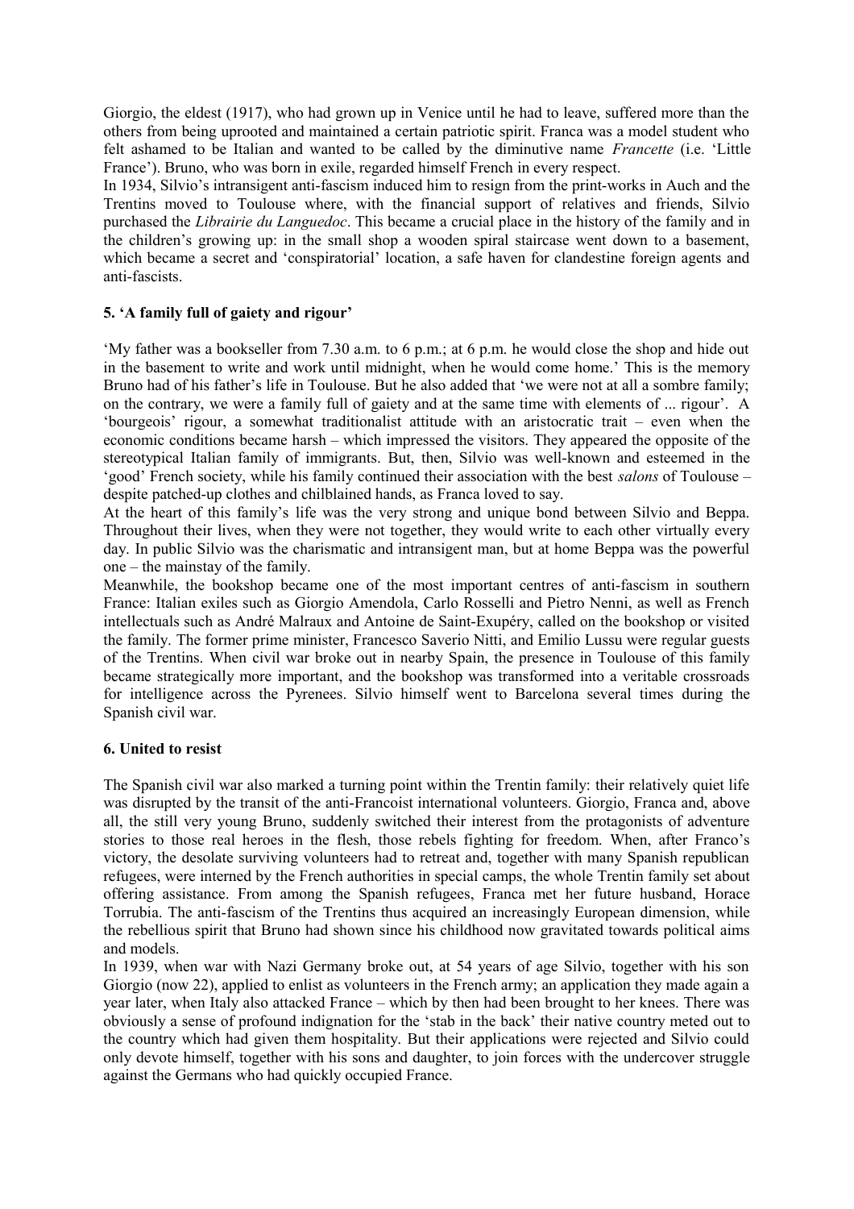Giorgio, the eldest (1917), who had grown up in Venice until he had to leave, suffered more than the others from being uprooted and maintained a certain patriotic spirit. Franca was a model student who felt ashamed to be Italian and wanted to be called by the diminutive name *Francette* (i.e. 'Little France'). Bruno, who was born in exile, regarded himself French in every respect.

In 1934, Silvio's intransigent anti-fascism induced him to resign from the print-works in Auch and the Trentins moved to Toulouse where, with the financial support of relatives and friends, Silvio purchased the *Librairie du Languedoc*. This became a crucial place in the history of the family and in the children's growing up: in the small shop a wooden spiral staircase went down to a basement, which became a secret and 'conspiratorial' location, a safe haven for clandestine foreign agents and anti-fascists.

### 5. 'A family full of gaiety and rigour'

'My father was a bookseller from 7.30 a.m. to 6 p.m.; at 6 p.m. he would close the shop and hide out in the basement to write and work until midnight, when he would come home.' This is the memory Bruno had of his father's life in Toulouse. But he also added that 'we were not at all a sombre family; on the contrary, we were a family full of gaiety and at the same time with elements of ... rigour'. A 'bourgeois' rigour, a somewhat traditionalist attitude with an aristocratic trait – even when the economic conditions became harsh – which impressed the visitors. They appeared the opposite of the stereotypical Italian family of immigrants. But, then, Silvio was well-known and esteemed in the 'good' French society, while his family continued their association with the best *salons* of Toulouse – despite patched-up clothes and chilblained hands, as Franca loved to say.

At the heart of this family's life was the very strong and unique bond between Silvio and Beppa. Throughout their lives, when they were not together, they would write to each other virtually every day. In public Silvio was the charismatic and intransigent man, but at home Beppa was the powerful one – the mainstay of the family.

Meanwhile, the bookshop became one of the most important centres of anti-fascism in southern France: Italian exiles such as Giorgio Amendola, Carlo Rosselli and Pietro Nenni, as well as French intellectuals such as André Malraux and Antoine de Saint-Exupéry, called on the bookshop or visited the family. The former prime minister, Francesco Saverio Nitti, and Emilio Lussu were regular guests of the Trentins. When civil war broke out in nearby Spain, the presence in Toulouse of this family became strategically more important, and the bookshop was transformed into a veritable crossroads for intelligence across the Pyrenees. Silvio himself went to Barcelona several times during the Spanish civil war.

### 6. United to resist

The Spanish civil war also marked a turning point within the Trentin family: their relatively quiet life was disrupted by the transit of the anti-Francoist international volunteers. Giorgio, Franca and, above all, the still very young Bruno, suddenly switched their interest from the protagonists of adventure stories to those real heroes in the flesh, those rebels fighting for freedom. When, after Franco's victory, the desolate surviving volunteers had to retreat and, together with many Spanish republican refugees, were interned by the French authorities in special camps, the whole Trentin family set about offering assistance. From among the Spanish refugees, Franca met her future husband, Horace Torrubia. The anti-fascism of the Trentins thus acquired an increasingly European dimension, while the rebellious spirit that Bruno had shown since his childhood now gravitated towards political aims and models.

In 1939, when war with Nazi Germany broke out, at 54 years of age Silvio, together with his son Giorgio (now 22), applied to enlist as volunteers in the French army; an application they made again a year later, when Italy also attacked France – which by then had been brought to her knees. There was obviously a sense of profound indignation for the 'stab in the back' their native country meted out to the country which had given them hospitality. But their applications were rejected and Silvio could only devote himself, together with his sons and daughter, to join forces with the undercover struggle against the Germans who had quickly occupied France.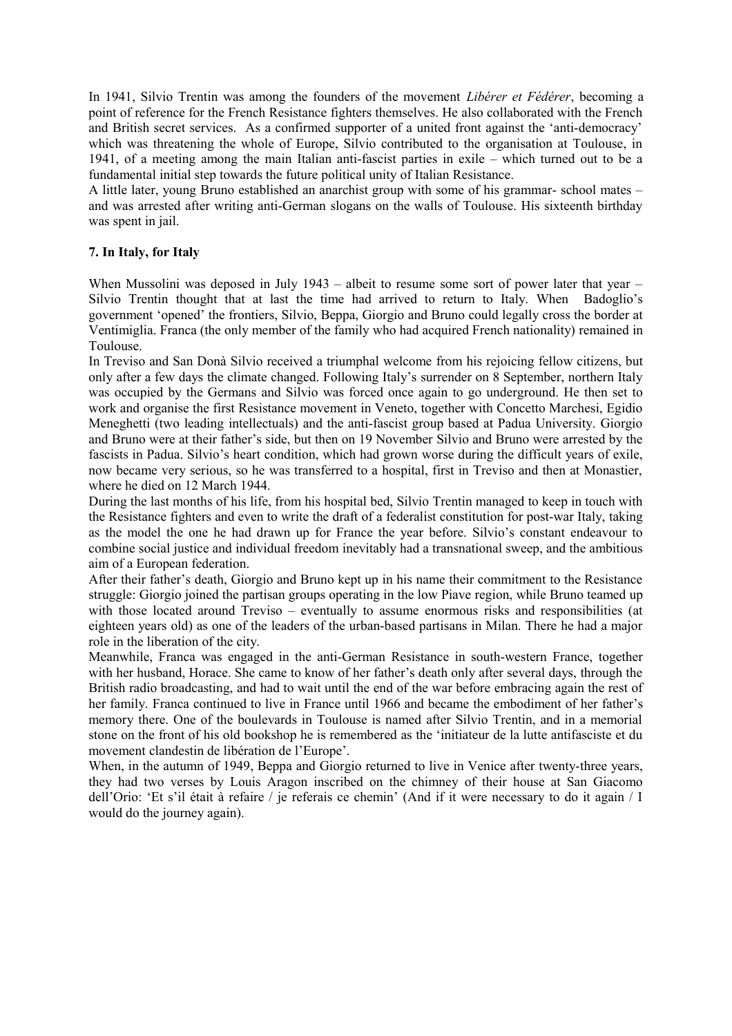In 1941, Silvio Trentin was among the founders of the movement *Libérer et Fédérer*, becoming a point of reference for the French Resistance fighters themselves. He also collaborated with the French and British secret services. As a confirmed supporter of a united front against the 'anti-democracy' which was threatening the whole of Europe, Silvio contributed to the organisation at Toulouse, in 1941, of a meeting among the main Italian anti-fascist parties in exile – which turned out to be a fundamental initial step towards the future political unity of Italian Resistance.

A little later, young Bruno established an anarchist group with some of his grammar- school mates – and was arrested after writing anti-German slogans on the walls of Toulouse. His sixteenth birthday was spent in jail.

### 7. In Italy, for Italy

When Mussolini was deposed in July 1943 – albeit to resume some sort of power later that year – Silvio Trentin thought that at last the time had arrived to return to Italy. When Badoglio's government 'opened' the frontiers, Silvio, Beppa, Giorgio and Bruno could legally cross the border at Ventimiglia. Franca (the only member of the family who had acquired French nationality) remained in Toulouse.

In Treviso and San Donà Silvio received a triumphal welcome from his rejoicing fellow citizens, but only after a few days the climate changed. Following Italy's surrender on 8 September, northern Italy was occupied by the Germans and Silvio was forced once again to go underground. He then set to work and organise the first Resistance movement in Veneto, together with Concetto Marchesi, Egidio Meneghetti (two leading intellectuals) and the anti-fascist group based at Padua University. Giorgio and Bruno were at their father's side, but then on 19 November Silvio and Bruno were arrested by the fascists in Padua. Silvio's heart condition, which had grown worse during the difficult years of exile, now became very serious, so he was transferred to a hospital, first in Treviso and then at Monastier, where he died on 12 March 1944.

During the last months of his life, from his hospital bed, Silvio Trentin managed to keep in touch with the Resistance fighters and even to write the draft of a federalist constitution for post-war Italy, taking as the model the one he had drawn up for France the year before. Silvio's constant endeavour to combine social justice and individual freedom inevitably had a transnational sweep, and the ambitious aim of a European federation.

After their father's death, Giorgio and Bruno kept up in his name their commitment to the Resistance struggle: Giorgio joined the partisan groups operating in the low Piave region, while Bruno teamed up with those located around Treviso – eventually to assume enormous risks and responsibilities (at eighteen years old) as one of the leaders of the urban-based partisans in Milan. There he had a major role in the liberation of the city.

Meanwhile, Franca was engaged in the anti-German Resistance in south-western France, together with her husband, Horace. She came to know of her father's death only after several days, through the British radio broadcasting, and had to wait until the end of the war before embracing again the rest of her family. Franca continued to live in France until 1966 and became the embodiment of her father's memory there. One of the boulevards in Toulouse is named after Silvio Trentin, and in a memorial stone on the front of his old bookshop he is remembered as the 'initiateur de la lutte antifasciste et du movement clandestin de libération de l'Europe'.

When, in the autumn of 1949, Beppa and Giorgio returned to live in Venice after twenty-three years, they had two verses by Louis Aragon inscribed on the chimney of their house at San Giacomo dell'Orio: 'Et s'il était à refaire / je referais ce chemin' (And if it were necessary to do it again / I would do the journey again).